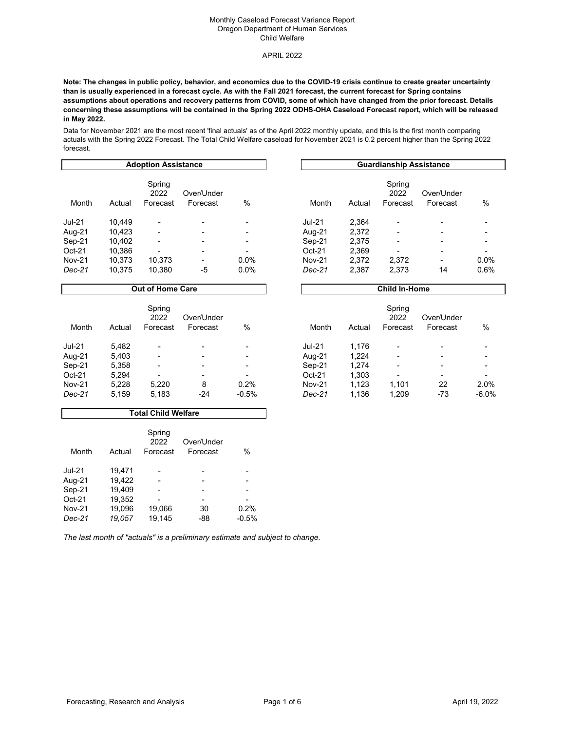Monthly Caseload Forecast Variance Report
Oregon Department of Human Services
Child Welfare

APRIL 2022

**Note: The changes in public policy, behavior, and economics due to the COVID-19 crisis continue to create greater uncertainty than is usually experienced in a forecast cycle. As with the Fall 2021 forecast, the current forecast for Spring contains assumptions about operations and recovery patterns from COVID, some of which have changed from the prior forecast. Details concerning these assumptions will be contained in the Spring 2022 ODHS-OHA Caseload Forecast report, which will be released in May 2022.**

Data for November 2021 are the most recent 'final actuals' as of the April 2022 monthly update, and this is the first month comparing actuals with the Spring 2022 Forecast. The Total Child Welfare caseload for November 2021 is 0.2 percent higher than the Spring 2022 forecast.

**Adoption Assistance**

| Month | Actual | Spring 2022 Forecast | Over/Under Forecast | % |
|---|---|---|---|---|
| Jul-21 | 10,449 | - | - | - |
| Aug-21 | 10,423 | - | - | - |
| Sep-21 | 10,402 | - | - | - |
| Oct-21 | 10,386 | - | - | - |
| Nov-21 | 10,373 | 10,373 | - | 0.0% |
| *Dec-21* | 10,375 | 10,380 | -5 | 0.0% |

**Guardianship Assistance**

| Month | Actual | Spring 2022 Forecast | Over/Under Forecast | % |
|---|---|---|---|---|
| Jul-21 | 2,364 | - | - | - |
| Aug-21 | 2,372 | - | - | - |
| Sep-21 | 2,375 | - | - | - |
| Oct-21 | 2,369 | - | - | - |
| Nov-21 | 2,372 | 2,372 | - | 0.0% |
| *Dec-21* | 2,387 | 2,373 | 14 | 0.6% |

**Out of Home Care**

| Month | Actual | Spring 2022 Forecast | Over/Under Forecast | % |
|---|---|---|---|---|
| Jul-21 | 5,482 | - | - | - |
| Aug-21 | 5,403 | - | - | - |
| Sep-21 | 5,358 | - | - | - |
| Oct-21 | 5,294 | - | - | - |
| Nov-21 | 5,228 | 5,220 | 8 | 0.2% |
| *Dec-21* | 5,159 | 5,183 | -24 | -0.5% |

**Child In-Home**

| Month | Actual | Spring 2022 Forecast | Over/Under Forecast | % |
|---|---|---|---|---|
| Jul-21 | 1,176 | - | - | - |
| Aug-21 | 1,224 | - | - | - |
| Sep-21 | 1,274 | - | - | - |
| Oct-21 | 1,303 | - | - | - |
| Nov-21 | 1,123 | 1,101 | 22 | 2.0% |
| *Dec-21* | 1,136 | 1,209 | -73 | -6.0% |

**Total Child Welfare**

| Month | Actual | Spring 2022 Forecast | Over/Under Forecast | % |
|---|---|---|---|---|
| Jul-21 | 19,471 | - | - | - |
| Aug-21 | 19,422 | - | - | - |
| Sep-21 | 19,409 | - | - | - |
| Oct-21 | 19,352 | - | - | - |
| Nov-21 | 19,096 | 19,066 | 30 | 0.2% |
| *Dec-21* | *19,057* | 19,145 | -88 | -0.5% |

*The last month of "actuals" is a preliminary estimate and subject to change.*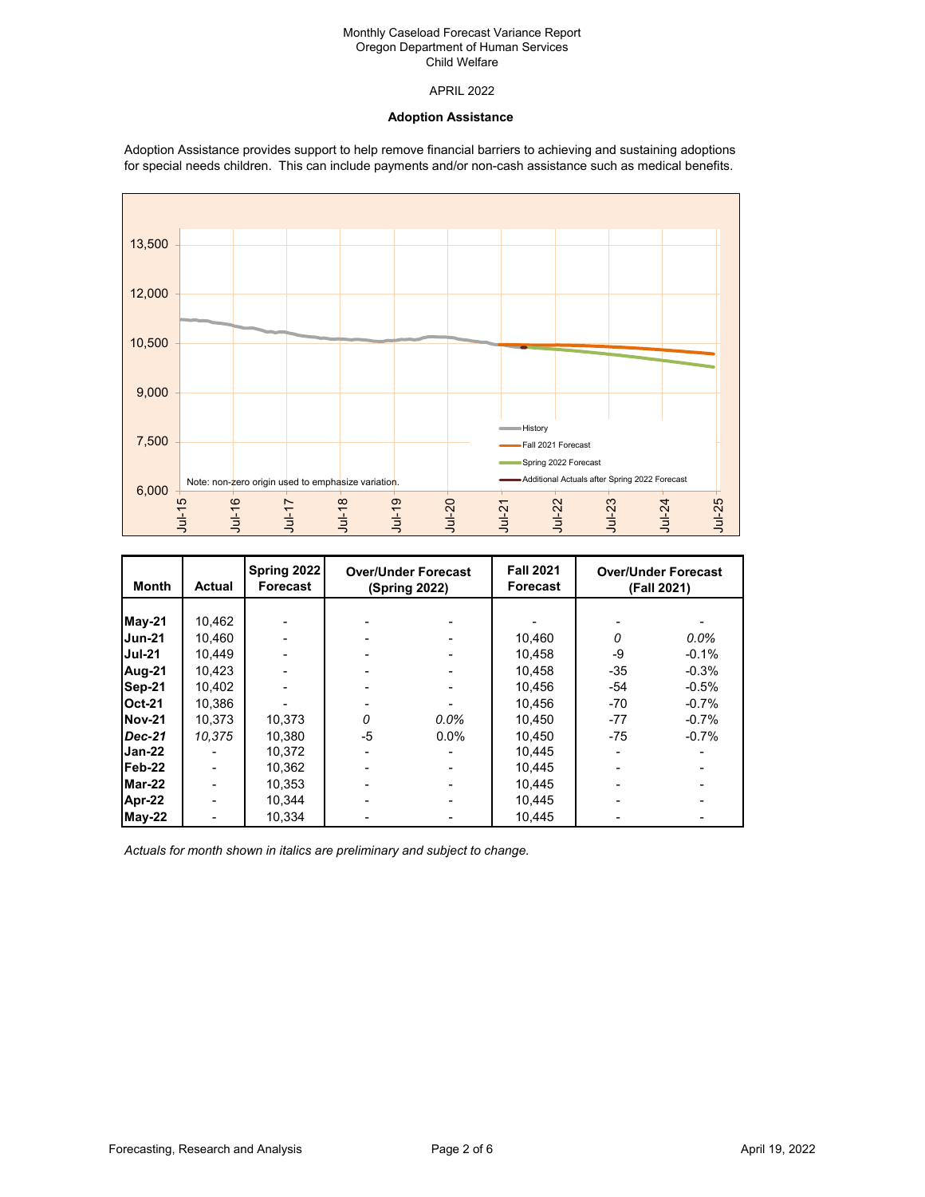Monthly Caseload Forecast Variance Report
Oregon Department of Human Services
Child Welfare

APRIL 2022

## Adoption Assistance

Adoption Assistance provides support to help remove financial barriers to achieving and sustaining adoptions for special needs children. This can include payments and/or non-cash assistance such as medical benefits.

| Month | Actual | Spring 2022 Forecast | Over/Under Forecast (Spring 2022) | | Fall 2021 Forecast | Over/Under Forecast (Fall 2021) | |
|---|---|---|---|---|---|---|---|
| **May-21** | 10,462 | - | - | - | - | - | - |
| **Jun-21** | 10,460 | - | - | - | 10,460 | *0* | *0.0%* |
| **Jul-21** | 10,449 | - | - | - | 10,458 | -9 | -0.1% |
| **Aug-21** | 10,423 | - | - | - | 10,458 | -35 | -0.3% |
| **Sep-21** | 10,402 | - | - | - | 10,456 | -54 | -0.5% |
| **Oct-21** | 10,386 | - | - | - | 10,456 | -70 | -0.7% |
| **Nov-21** | 10,373 | 10,373 | *0* | *0.0%* | 10,450 | -77 | -0.7% |
| ***Dec-21*** | *10,375* | 10,380 | -5 | 0.0% | 10,450 | -75 | -0.7% |
| **Jan-22** | - | 10,372 | - | - | 10,445 | - | - |
| **Feb-22** | - | 10,362 | - | - | 10,445 | - | - |
| **Mar-22** | - | 10,353 | - | - | 10,445 | - | - |
| **Apr-22** | - | 10,344 | - | - | 10,445 | - | - |
| **May-22** | - | 10,334 | - | - | 10,445 | - | - |

*Actuals for month shown in italics are preliminary and subject to change.*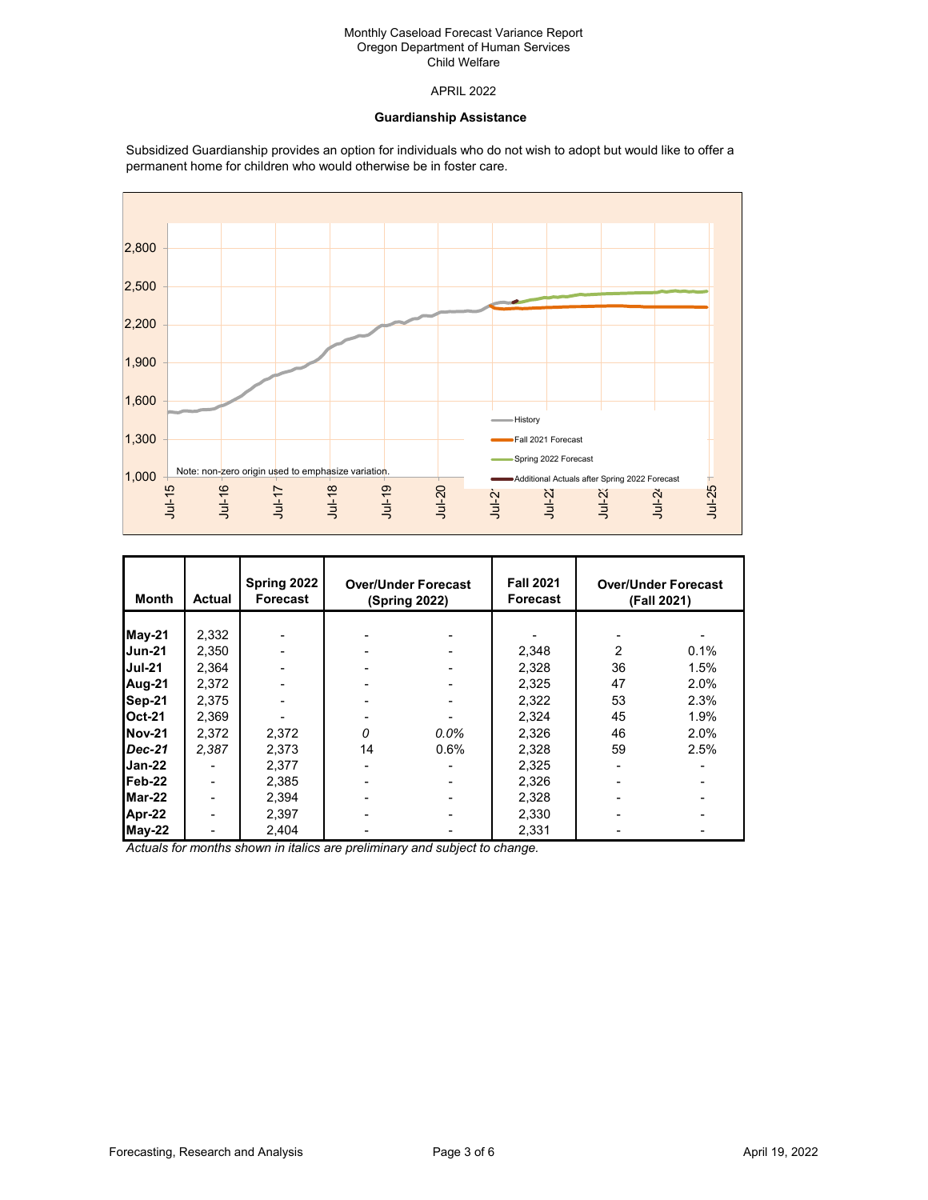Monthly Caseload Forecast Variance Report
Oregon Department of Human Services
Child Welfare

APRIL 2022

**Guardianship Assistance**

Subsidized Guardianship provides an option for individuals who do not wish to adopt but would like to offer a permanent home for children who would otherwise be in foster care.

| Month | Actual | Spring 2022 Forecast | Over/Under Forecast (Spring 2022) | | Fall 2021 Forecast | Over/Under Forecast (Fall 2021) | |
|---|---|---|---|---|---|---|---|
| **May-21** | 2,332 | - | - | - | - | - | - |
| **Jun-21** | 2,350 | - | - | - | 2,348 | 2 | 0.1% |
| **Jul-21** | 2,364 | - | - | - | 2,328 | 36 | 1.5% |
| **Aug-21** | 2,372 | - | - | - | 2,325 | 47 | 2.0% |
| **Sep-21** | 2,375 | - | - | - | 2,322 | 53 | 2.3% |
| **Oct-21** | 2,369 | - | - | - | 2,324 | 45 | 1.9% |
| **Nov-21** | 2,372 | 2,372 | *0* | *0.0%* | 2,326 | 46 | 2.0% |
| ***Dec-21*** | *2,387* | 2,373 | 14 | 0.6% | 2,328 | 59 | 2.5% |
| **Jan-22** | - | 2,377 | - | - | 2,325 | - | - |
| **Feb-22** | - | 2,385 | - | - | 2,326 | - | - |
| **Mar-22** | - | 2,394 | - | - | 2,328 | - | - |
| **Apr-22** | - | 2,397 | - | - | 2,330 | - | - |
| **May-22** | - | 2,404 | - | - | 2,331 | - | - |

*Actuals for months shown in italics are preliminary and subject to change.*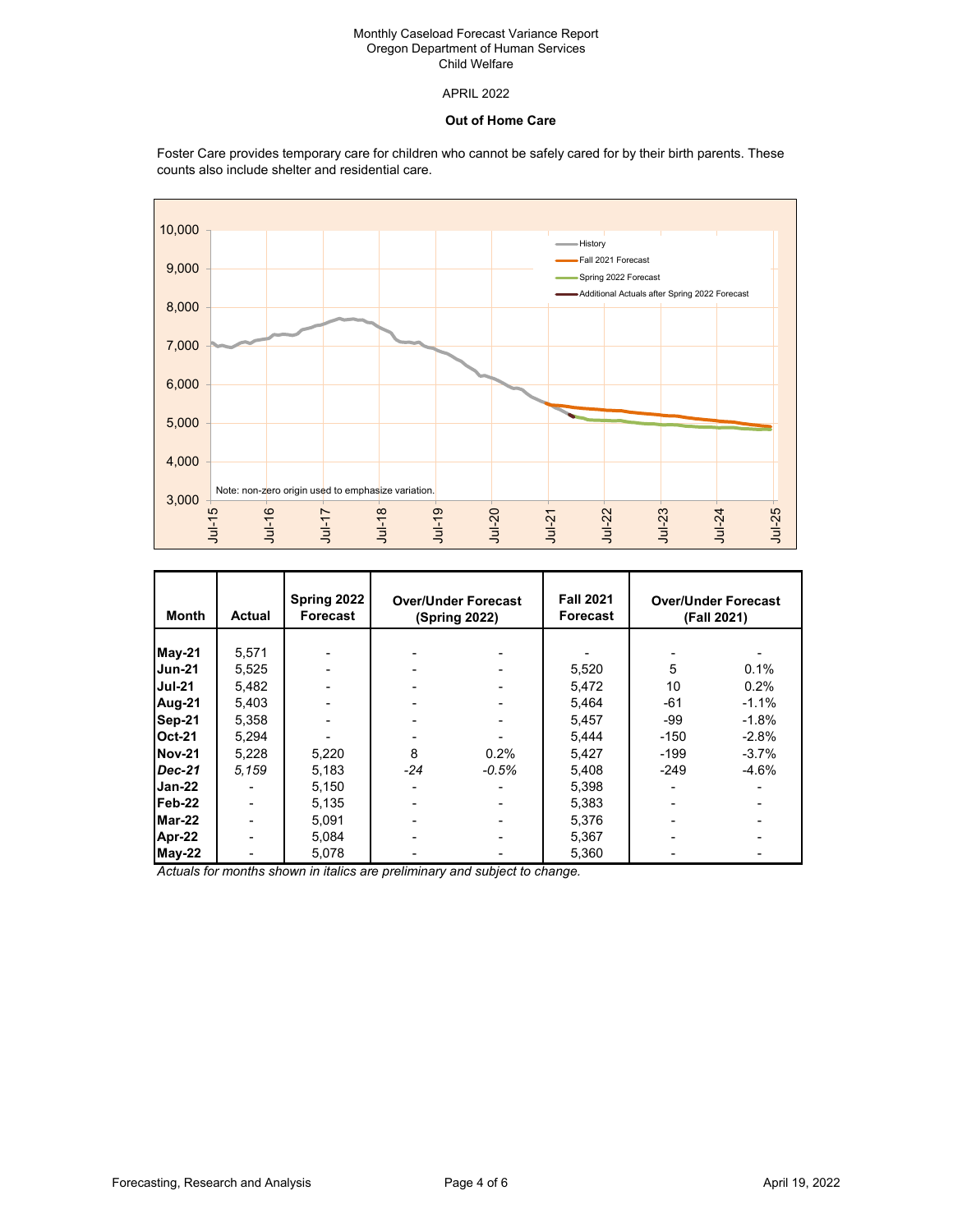Monthly Caseload Forecast Variance Report
Oregon Department of Human Services
Child Welfare

APRIL 2022

**Out of Home Care**

Foster Care provides temporary care for children who cannot be safely cared for by their birth parents. These counts also include shelter and residential care.

| Month | Actual | Spring 2022 Forecast | Over/Under Forecast (Spring 2022) | | Fall 2021 Forecast | Over/Under Forecast (Fall 2021) | |
|---|---|---|---|---|---|---|---|
| **May-21** | 5,571 | - | - | - | - | - | - |
| **Jun-21** | 5,525 | - | - | - | 5,520 | 5 | 0.1% |
| **Jul-21** | 5,482 | - | - | - | 5,472 | 10 | 0.2% |
| **Aug-21** | 5,403 | - | - | - | 5,464 | -61 | -1.1% |
| **Sep-21** | 5,358 | - | - | - | 5,457 | -99 | -1.8% |
| **Oct-21** | 5,294 | - | - | - | 5,444 | -150 | -2.8% |
| **Nov-21** | 5,228 | 5,220 | 8 | 0.2% | 5,427 | -199 | -3.7% |
| ***Dec-21*** | *5,159* | 5,183 | *-24* | *-0.5%* | 5,408 | -249 | -4.6% |
| **Jan-22** | - | 5,150 | - | - | 5,398 | - | - |
| **Feb-22** | - | 5,135 | - | - | 5,383 | - | - |
| **Mar-22** | - | 5,091 | - | - | 5,376 | - | - |
| **Apr-22** | - | 5,084 | - | - | 5,367 | - | - |
| **May-22** | - | 5,078 | - | - | 5,360 | - | - |

*Actuals for months shown in italics are preliminary and subject to change.*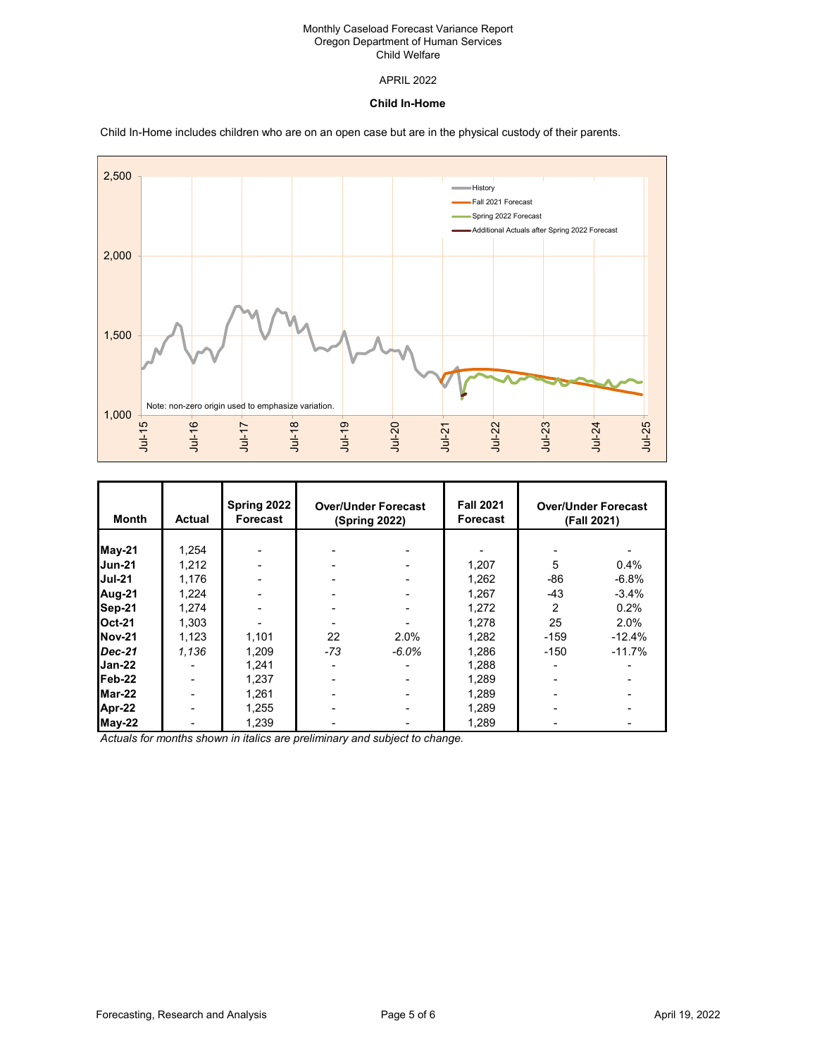Monthly Caseload Forecast Variance Report
Oregon Department of Human Services
Child Welfare

APRIL 2022

## Child In-Home

Child In-Home includes children who are on an open case but are in the physical custody of their parents.

| Month | Actual | Spring 2022 Forecast | Over/Under Forecast (Spring 2022) | | Fall 2021 Forecast | Over/Under Forecast (Fall 2021) | |
|---|---|---|---|---|---|---|---|
| **May-21** | 1,254 | - | - | - | - | - | - |
| **Jun-21** | 1,212 | - | - | - | 1,207 | 5 | 0.4% |
| **Jul-21** | 1,176 | - | - | - | 1,262 | -86 | -6.8% |
| **Aug-21** | 1,224 | - | - | - | 1,267 | -43 | -3.4% |
| **Sep-21** | 1,274 | - | - | - | 1,272 | 2 | 0.2% |
| **Oct-21** | 1,303 | - | - | - | 1,278 | 25 | 2.0% |
| **Nov-21** | 1,123 | 1,101 | 22 | 2.0% | 1,282 | -159 | -12.4% |
| ***Dec-21*** | *1,136* | 1,209 | *-73* | *-6.0%* | 1,286 | -150 | -11.7% |
| **Jan-22** | - | 1,241 | - | - | 1,288 | - | - |
| **Feb-22** | - | 1,237 | - | - | 1,289 | - | - |
| **Mar-22** | - | 1,261 | - | - | 1,289 | - | - |
| **Apr-22** | - | 1,255 | - | - | 1,289 | - | - |
| **May-22** | - | 1,239 | - | - | 1,289 | - | - |

*Actuals for months shown in italics are preliminary and subject to change.*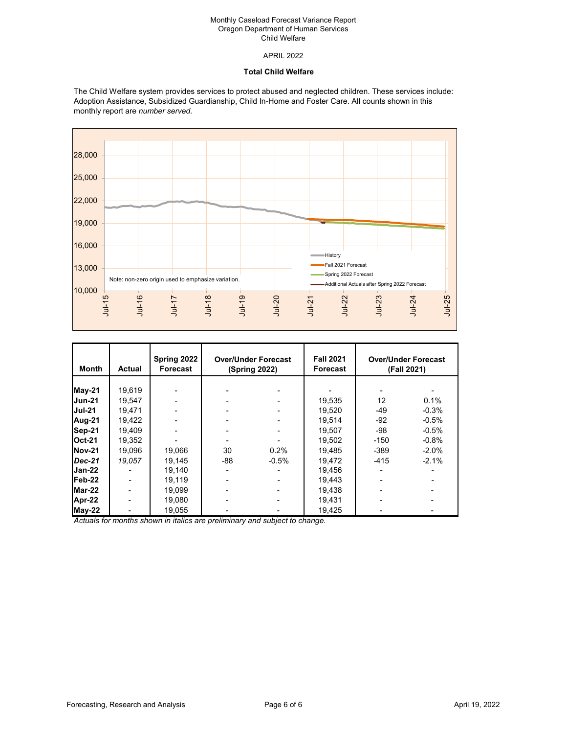Monthly Caseload Forecast Variance Report
Oregon Department of Human Services
Child Welfare

APRIL 2022

**Total Child Welfare**

The Child Welfare system provides services to protect abused and neglected children. These services include: Adoption Assistance, Subsidized Guardianship, Child In-Home and Foster Care. All counts shown in this monthly report are *number served.*

28,000
25,000
22,000
19,000
16,000
13,000
10,000

Jul-15
Jul-16
Jul-17
Jul-18
Jul-19
Jul-20
Jul-21
Jul-22
Jul-23
Jul-24
Jul-25

History
Fall 2021 Forecast
Spring 2022 Forecast
Additional Actuals after Spring 2022 Forecast

Note: non-zero origin used to emphasize variation.

| Month | Actual | Spring 2022 Forecast | Over/Under Forecast (Spring 2022) | | Fall 2021 Forecast | Over/Under Forecast (Fall 2021) | |
|---|---|---|---|---|---|---|---|
| **May-21** | 19,619 | - | - | - | - | - | - |
| **Jun-21** | 19,547 | - | - | - | 19,535 | 12 | 0.1% |
| **Jul-21** | 19,471 | - | - | - | 19,520 | -49 | -0.3% |
| **Aug-21** | 19,422 | - | - | - | 19,514 | -92 | -0.5% |
| **Sep-21** | 19,409 | - | - | - | 19,507 | -98 | -0.5% |
| **Oct-21** | 19,352 | - | - | - | 19,502 | -150 | -0.8% |
| **Nov-21** | 19,096 | 19,066 | 30 | 0.2% | 19,485 | -389 | -2.0% |
| ***Dec-21*** | *19,057* | 19,145 | -88 | -0.5% | 19,472 | -415 | -2.1% |
| **Jan-22** | - | 19,140 | - | - | 19,456 | - | - |
| **Feb-22** | - | 19,119 | - | - | 19,443 | - | - |
| **Mar-22** | - | 19,099 | - | - | 19,438 | - | - |
| **Apr-22** | - | 19,080 | - | - | 19,431 | - | - |
| **May-22** | - | 19,055 | - | - | 19,425 | - | - |

*Actuals for months shown in italics are preliminary and subject to change.*